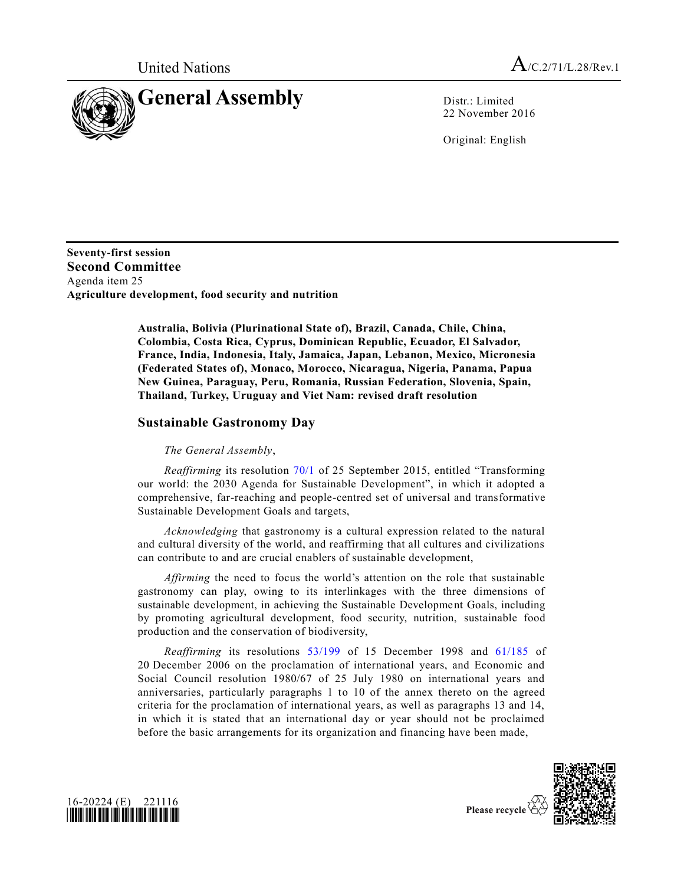United Nations

A/C.2/71/L.28/Rev.1

# General Assembly

Distr.: Limited
22 November 2016

Original: English

**Seventy-first session**
**Second Committee**
Agenda item 25
**Agriculture development, food security and nutrition**

**Australia, Bolivia (Plurinational State of), Brazil, Canada, Chile, China, Colombia, Costa Rica, Cyprus, Dominican Republic, Ecuador, El Salvador, France, India, Indonesia, Italy, Jamaica, Japan, Lebanon, Mexico, Micronesia (Federated States of), Monaco, Morocco, Nicaragua, Nigeria, Panama, Papua New Guinea, Paraguay, Peru, Romania, Russian Federation, Slovenia, Spain, Thailand, Turkey, Uruguay and Viet Nam: revised draft resolution**

## Sustainable Gastronomy Day

*The General Assembly*,

*Reaffirming* its resolution 70/1 of 25 September 2015, entitled "Transforming our world: the 2030 Agenda for Sustainable Development", in which it adopted a comprehensive, far-reaching and people-centred set of universal and transformative Sustainable Development Goals and targets,

*Acknowledging* that gastronomy is a cultural expression related to the natural and cultural diversity of the world, and reaffirming that all cultures and civilizations can contribute to and are crucial enablers of sustainable development,

*Affirming* the need to focus the world's attention on the role that sustainable gastronomy can play, owing to its interlinkages with the three dimensions of sustainable development, in achieving the Sustainable Development Goals, including by promoting agricultural development, food security, nutrition, sustainable food production and the conservation of biodiversity,

*Reaffirming* its resolutions 53/199 of 15 December 1998 and 61/185 of 20 December 2006 on the proclamation of international years, and Economic and Social Council resolution 1980/67 of 25 July 1980 on international years and anniversaries, particularly paragraphs 1 to 10 of the annex thereto on the agreed criteria for the proclamation of international years, as well as paragraphs 13 and 14, in which it is stated that an international day or year should not be proclaimed before the basic arrangements for its organization and financing have been made,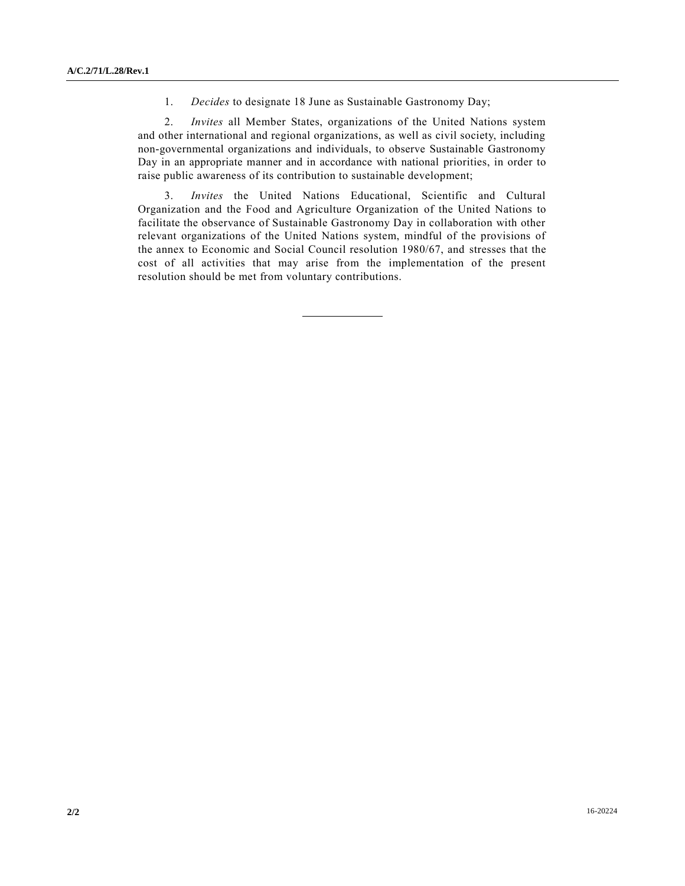1. *Decides* to designate 18 June as Sustainable Gastronomy Day;

2. *Invites* all Member States, organizations of the United Nations system and other international and regional organizations, as well as civil society, including non-governmental organizations and individuals, to observe Sustainable Gastronomy Day in an appropriate manner and in accordance with national priorities, in order to raise public awareness of its contribution to sustainable development;

3. *Invites* the United Nations Educational, Scientific and Cultural Organization and the Food and Agriculture Organization of the United Nations to facilitate the observance of Sustainable Gastronomy Day in collaboration with other relevant organizations of the United Nations system, mindful of the provisions of the annex to Economic and Social Council resolution 1980/67, and stresses that the cost of all activities that may arise from the implementation of the present resolution should be met from voluntary contributions.